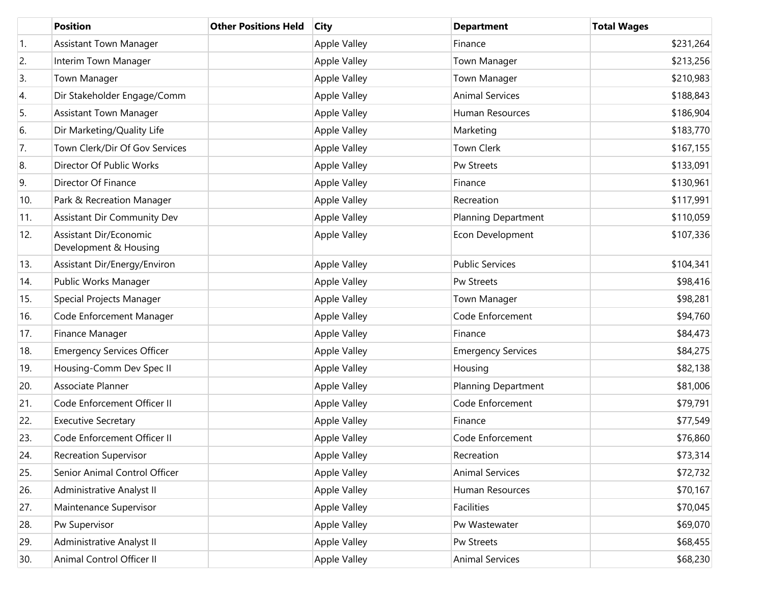| | Position | Other Positions Held | City | Department | Total Wages |
|---|---|---|---|---|---|
| 1. | Assistant Town Manager | | Apple Valley | Finance | $231,264 |
| 2. | Interim Town Manager | | Apple Valley | Town Manager | $213,256 |
| 3. | Town Manager | | Apple Valley | Town Manager | $210,983 |
| 4. | Dir Stakeholder Engage/Comm | | Apple Valley | Animal Services | $188,843 |
| 5. | Assistant Town Manager | | Apple Valley | Human Resources | $186,904 |
| 6. | Dir Marketing/Quality Life | | Apple Valley | Marketing | $183,770 |
| 7. | Town Clerk/Dir Of Gov Services | | Apple Valley | Town Clerk | $167,155 |
| 8. | Director Of Public Works | | Apple Valley | Pw Streets | $133,091 |
| 9. | Director Of Finance | | Apple Valley | Finance | $130,961 |
| 10. | Park & Recreation Manager | | Apple Valley | Recreation | $117,991 |
| 11. | Assistant Dir Community Dev | | Apple Valley | Planning Department | $110,059 |
| 12. | Assistant Dir/Economic Development & Housing | | Apple Valley | Econ Development | $107,336 |
| 13. | Assistant Dir/Energy/Environ | | Apple Valley | Public Services | $104,341 |
| 14. | Public Works Manager | | Apple Valley | Pw Streets | $98,416 |
| 15. | Special Projects Manager | | Apple Valley | Town Manager | $98,281 |
| 16. | Code Enforcement Manager | | Apple Valley | Code Enforcement | $94,760 |
| 17. | Finance Manager | | Apple Valley | Finance | $84,473 |
| 18. | Emergency Services Officer | | Apple Valley | Emergency Services | $84,275 |
| 19. | Housing-Comm Dev Spec II | | Apple Valley | Housing | $82,138 |
| 20. | Associate Planner | | Apple Valley | Planning Department | $81,006 |
| 21. | Code Enforcement Officer II | | Apple Valley | Code Enforcement | $79,791 |
| 22. | Executive Secretary | | Apple Valley | Finance | $77,549 |
| 23. | Code Enforcement Officer II | | Apple Valley | Code Enforcement | $76,860 |
| 24. | Recreation Supervisor | | Apple Valley | Recreation | $73,314 |
| 25. | Senior Animal Control Officer | | Apple Valley | Animal Services | $72,732 |
| 26. | Administrative Analyst II | | Apple Valley | Human Resources | $70,167 |
| 27. | Maintenance Supervisor | | Apple Valley | Facilities | $70,045 |
| 28. | Pw Supervisor | | Apple Valley | Pw Wastewater | $69,070 |
| 29. | Administrative Analyst II | | Apple Valley | Pw Streets | $68,455 |
| 30. | Animal Control Officer II | | Apple Valley | Animal Services | $68,230 |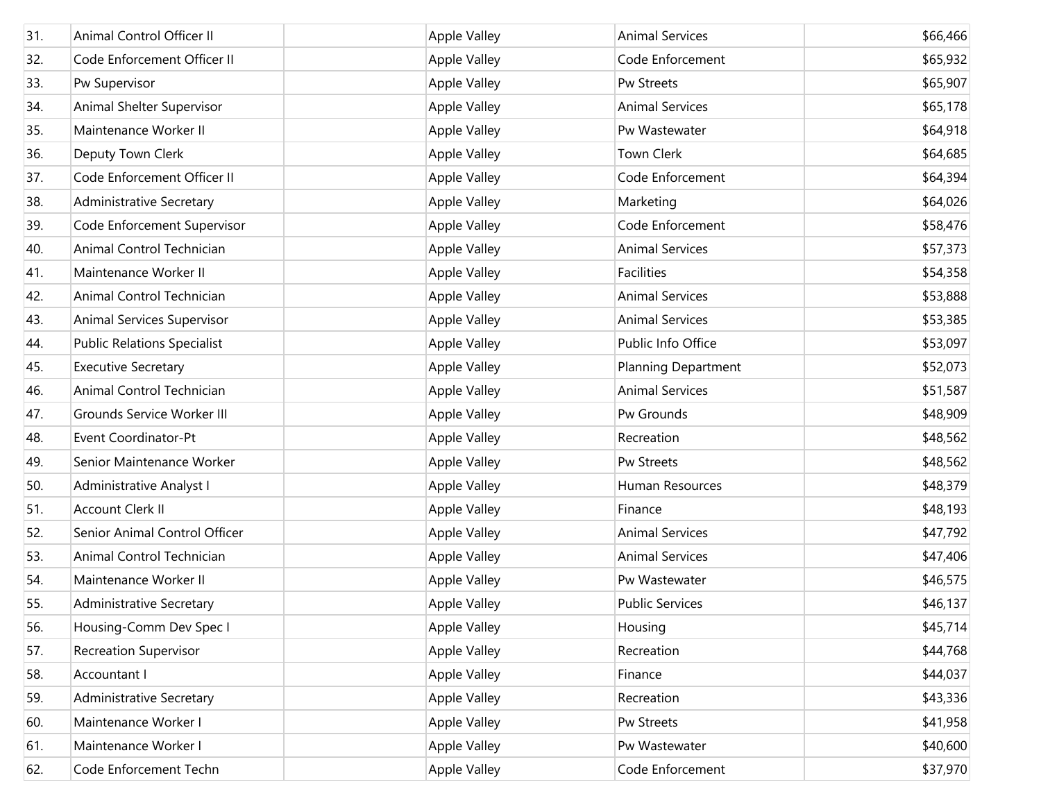| | | | | | |
|---|---|---|---|---|---|
| 31. | Animal Control Officer II | | Apple Valley | Animal Services | $66,466 |
| 32. | Code Enforcement Officer II | | Apple Valley | Code Enforcement | $65,932 |
| 33. | Pw Supervisor | | Apple Valley | Pw Streets | $65,907 |
| 34. | Animal Shelter Supervisor | | Apple Valley | Animal Services | $65,178 |
| 35. | Maintenance Worker II | | Apple Valley | Pw Wastewater | $64,918 |
| 36. | Deputy Town Clerk | | Apple Valley | Town Clerk | $64,685 |
| 37. | Code Enforcement Officer II | | Apple Valley | Code Enforcement | $64,394 |
| 38. | Administrative Secretary | | Apple Valley | Marketing | $64,026 |
| 39. | Code Enforcement Supervisor | | Apple Valley | Code Enforcement | $58,476 |
| 40. | Animal Control Technician | | Apple Valley | Animal Services | $57,373 |
| 41. | Maintenance Worker II | | Apple Valley | Facilities | $54,358 |
| 42. | Animal Control Technician | | Apple Valley | Animal Services | $53,888 |
| 43. | Animal Services Supervisor | | Apple Valley | Animal Services | $53,385 |
| 44. | Public Relations Specialist | | Apple Valley | Public Info Office | $53,097 |
| 45. | Executive Secretary | | Apple Valley | Planning Department | $52,073 |
| 46. | Animal Control Technician | | Apple Valley | Animal Services | $51,587 |
| 47. | Grounds Service Worker III | | Apple Valley | Pw Grounds | $48,909 |
| 48. | Event Coordinator-Pt | | Apple Valley | Recreation | $48,562 |
| 49. | Senior Maintenance Worker | | Apple Valley | Pw Streets | $48,562 |
| 50. | Administrative Analyst I | | Apple Valley | Human Resources | $48,379 |
| 51. | Account Clerk II | | Apple Valley | Finance | $48,193 |
| 52. | Senior Animal Control Officer | | Apple Valley | Animal Services | $47,792 |
| 53. | Animal Control Technician | | Apple Valley | Animal Services | $47,406 |
| 54. | Maintenance Worker II | | Apple Valley | Pw Wastewater | $46,575 |
| 55. | Administrative Secretary | | Apple Valley | Public Services | $46,137 |
| 56. | Housing-Comm Dev Spec I | | Apple Valley | Housing | $45,714 |
| 57. | Recreation Supervisor | | Apple Valley | Recreation | $44,768 |
| 58. | Accountant I | | Apple Valley | Finance | $44,037 |
| 59. | Administrative Secretary | | Apple Valley | Recreation | $43,336 |
| 60. | Maintenance Worker I | | Apple Valley | Pw Streets | $41,958 |
| 61. | Maintenance Worker I | | Apple Valley | Pw Wastewater | $40,600 |
| 62. | Code Enforcement Techn | | Apple Valley | Code Enforcement | $37,970 |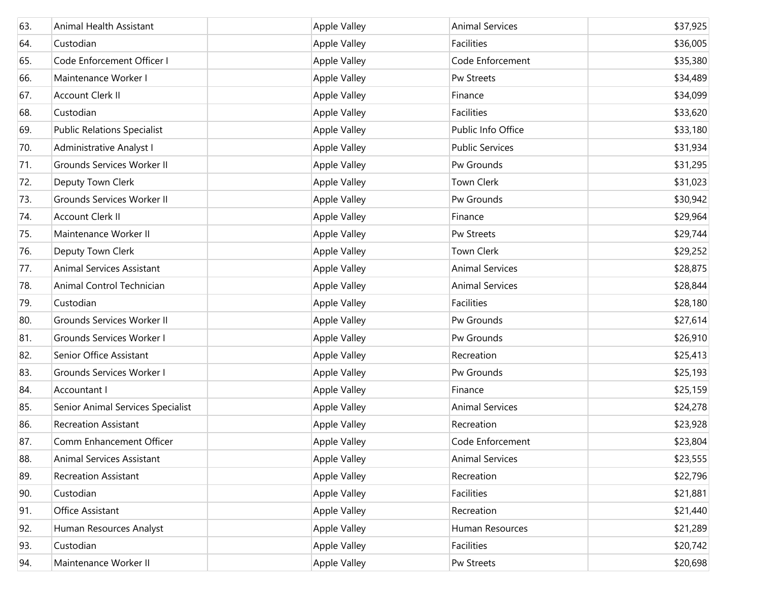| | | | | | |
|---|---|---|---|---|---|
| 63. | Animal Health Assistant | | Apple Valley | Animal Services | $37,925 |
| 64. | Custodian | | Apple Valley | Facilities | $36,005 |
| 65. | Code Enforcement Officer I | | Apple Valley | Code Enforcement | $35,380 |
| 66. | Maintenance Worker I | | Apple Valley | Pw Streets | $34,489 |
| 67. | Account Clerk II | | Apple Valley | Finance | $34,099 |
| 68. | Custodian | | Apple Valley | Facilities | $33,620 |
| 69. | Public Relations Specialist | | Apple Valley | Public Info Office | $33,180 |
| 70. | Administrative Analyst I | | Apple Valley | Public Services | $31,934 |
| 71. | Grounds Services Worker II | | Apple Valley | Pw Grounds | $31,295 |
| 72. | Deputy Town Clerk | | Apple Valley | Town Clerk | $31,023 |
| 73. | Grounds Services Worker II | | Apple Valley | Pw Grounds | $30,942 |
| 74. | Account Clerk II | | Apple Valley | Finance | $29,964 |
| 75. | Maintenance Worker II | | Apple Valley | Pw Streets | $29,744 |
| 76. | Deputy Town Clerk | | Apple Valley | Town Clerk | $29,252 |
| 77. | Animal Services Assistant | | Apple Valley | Animal Services | $28,875 |
| 78. | Animal Control Technician | | Apple Valley | Animal Services | $28,844 |
| 79. | Custodian | | Apple Valley | Facilities | $28,180 |
| 80. | Grounds Services Worker II | | Apple Valley | Pw Grounds | $27,614 |
| 81. | Grounds Services Worker I | | Apple Valley | Pw Grounds | $26,910 |
| 82. | Senior Office Assistant | | Apple Valley | Recreation | $25,413 |
| 83. | Grounds Services Worker I | | Apple Valley | Pw Grounds | $25,193 |
| 84. | Accountant I | | Apple Valley | Finance | $25,159 |
| 85. | Senior Animal Services Specialist | | Apple Valley | Animal Services | $24,278 |
| 86. | Recreation Assistant | | Apple Valley | Recreation | $23,928 |
| 87. | Comm Enhancement Officer | | Apple Valley | Code Enforcement | $23,804 |
| 88. | Animal Services Assistant | | Apple Valley | Animal Services | $23,555 |
| 89. | Recreation Assistant | | Apple Valley | Recreation | $22,796 |
| 90. | Custodian | | Apple Valley | Facilities | $21,881 |
| 91. | Office Assistant | | Apple Valley | Recreation | $21,440 |
| 92. | Human Resources Analyst | | Apple Valley | Human Resources | $21,289 |
| 93. | Custodian | | Apple Valley | Facilities | $20,742 |
| 94. | Maintenance Worker II | | Apple Valley | Pw Streets | $20,698 |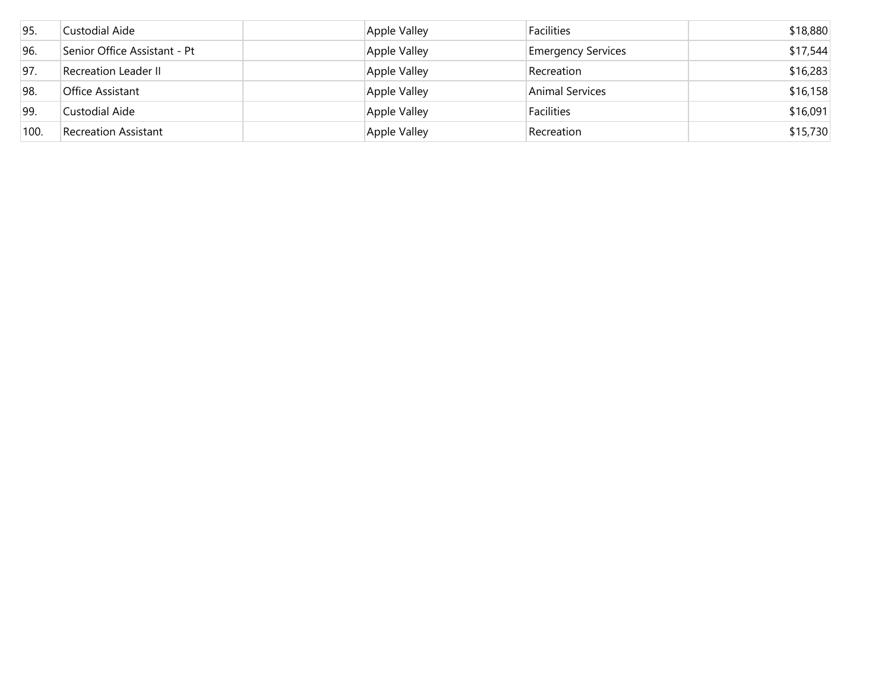| | | | | | |
|---|---|---|---|---|---|
| 95. | Custodial Aide | | Apple Valley | Facilities | $18,880 |
| 96. | Senior Office Assistant - Pt | | Apple Valley | Emergency Services | $17,544 |
| 97. | Recreation Leader II | | Apple Valley | Recreation | $16,283 |
| 98. | Office Assistant | | Apple Valley | Animal Services | $16,158 |
| 99. | Custodial Aide | | Apple Valley | Facilities | $16,091 |
| 100. | Recreation Assistant | | Apple Valley | Recreation | $15,730 |